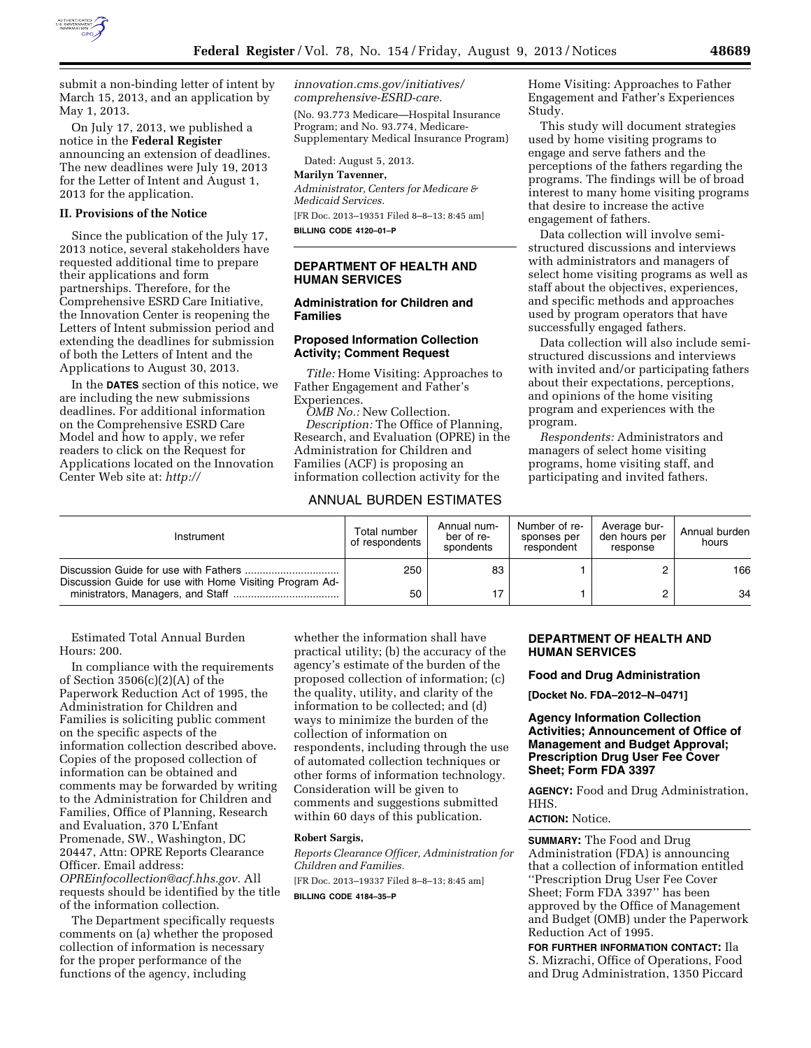submit a non-binding letter of intent by March 15, 2013, and an application by May 1, 2013.

On July 17, 2013, we published a notice in the **Federal Register** announcing an extension of deadlines. The new deadlines were July 19, 2013 for the Letter of Intent and August 1, 2013 for the application.

### II. Provisions of the Notice

Since the publication of the July 17, 2013 notice, several stakeholders have requested additional time to prepare their applications and form partnerships. Therefore, for the Comprehensive ESRD Care Initiative, the Innovation Center is reopening the Letters of Intent submission period and extending the deadlines for submission of both the Letters of Intent and the Applications to August 30, 2013.

In the **DATES** section of this notice, we are including the new submissions deadlines. For additional information on the Comprehensive ESRD Care Model and how to apply, we refer readers to click on the Request for Applications located on the Innovation Center Web site at: *http://innovation.cms.gov/initiatives/comprehensive-ESRD-care.*

(No. 93.773 Medicare—Hospital Insurance Program; and No. 93.774, Medicare-Supplementary Medical Insurance Program)

Dated: August 5, 2013.

**Marilyn Tavenner,**

*Administrator, Centers for Medicare & Medicaid Services.*

[FR Doc. 2013–19351 Filed 8–8–13; 8:45 am]

**BILLING CODE 4120–01–P**

## DEPARTMENT OF HEALTH AND HUMAN SERVICES

### Administration for Children and Families

### Proposed Information Collection Activity; Comment Request

*Title:* Home Visiting: Approaches to Father Engagement and Father's Experiences.

*OMB No.:* New Collection.

*Description:* The Office of Planning, Research, and Evaluation (OPRE) in the Administration for Children and Families (ACF) is proposing an information collection activity for the Home Visiting: Approaches to Father Engagement and Father's Experiences Study.

This study will document strategies used by home visiting programs to engage and serve fathers and the perceptions of the fathers regarding the programs. The findings will be of broad interest to many home visiting programs that desire to increase the active engagement of fathers.

Data collection will involve semi-structured discussions and interviews with administrators and managers of select home visiting programs as well as staff about the objectives, experiences, and specific methods and approaches used by program operators that have successfully engaged fathers.

Data collection will also include semi-structured discussions and interviews with invited and/or participating fathers about their expectations, perceptions, and opinions of the home visiting program and experiences with the program.

*Respondents:* Administrators and managers of select home visiting programs, home visiting staff, and participating and invited fathers.

ANNUAL BURDEN ESTIMATES

| Instrument | Total number of respondents | Annual number of respondents | Number of responses per respondent | Average burden hours per response | Annual burden hours |
|---|---|---|---|---|---|
| Discussion Guide for use with Fathers | 250 | 83 | 1 | 2 | 166 |
| Discussion Guide for use with Home Visiting Program Administrators, Managers, and Staff | 50 | 17 | 1 | 2 | 34 |

Estimated Total Annual Burden Hours: 200.

In compliance with the requirements of Section 3506(c)(2)(A) of the Paperwork Reduction Act of 1995, the Administration for Children and Families is soliciting public comment on the specific aspects of the information collection described above. Copies of the proposed collection of information can be obtained and comments may be forwarded by writing to the Administration for Children and Families, Office of Planning, Research and Evaluation, 370 L'Enfant Promenade, SW., Washington, DC 20447, Attn: OPRE Reports Clearance Officer. Email address: *OPREinfocollection@acf.hhs.gov.* All requests should be identified by the title of the information collection.

The Department specifically requests comments on (a) whether the proposed collection of information is necessary for the proper performance of the functions of the agency, including whether the information shall have practical utility; (b) the accuracy of the agency's estimate of the burden of the proposed collection of information; (c) the quality, utility, and clarity of the information to be collected; and (d) ways to minimize the burden of the collection of information on respondents, including through the use of automated collection techniques or other forms of information technology. Consideration will be given to comments and suggestions submitted within 60 days of this publication.

**Robert Sargis,**

*Reports Clearance Officer, Administration for Children and Families.*

[FR Doc. 2013–19337 Filed 8–8–13; 8:45 am]

**BILLING CODE 4184–35–P**

## DEPARTMENT OF HEALTH AND HUMAN SERVICES

### Food and Drug Administration

**[Docket No. FDA–2012–N–0471]**

### Agency Information Collection Activities; Announcement of Office of Management and Budget Approval; Prescription Drug User Fee Cover Sheet; Form FDA 3397

**AGENCY:** Food and Drug Administration, HHS.

**ACTION:** Notice.

**SUMMARY:** The Food and Drug Administration (FDA) is announcing that a collection of information entitled ''Prescription Drug User Fee Cover Sheet; Form FDA 3397'' has been approved by the Office of Management and Budget (OMB) under the Paperwork Reduction Act of 1995.

**FOR FURTHER INFORMATION CONTACT:** Ila S. Mizrachi, Office of Operations, Food and Drug Administration, 1350 Piccard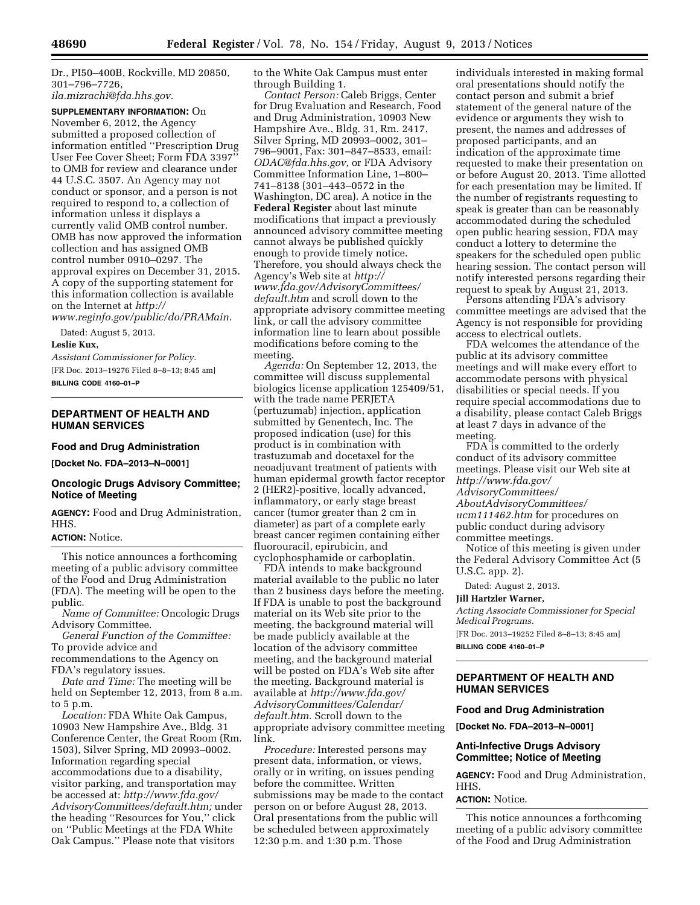Dr., PI50–400B, Rockville, MD 20850, 301–796–7726, *ila.mizrachi@fda.hhs.gov.*

**SUPPLEMENTARY INFORMATION:** On November 6, 2012, the Agency submitted a proposed collection of information entitled ''Prescription Drug User Fee Cover Sheet; Form FDA 3397'' to OMB for review and clearance under 44 U.S.C. 3507. An Agency may not conduct or sponsor, and a person is not required to respond to, a collection of information unless it displays a currently valid OMB control number. OMB has now approved the information collection and has assigned OMB control number 0910–0297. The approval expires on December 31, 2015. A copy of the supporting statement for this information collection is available on the Internet at *http://www.reginfo.gov/public/do/PRAMain.*

Dated: August 5, 2013.

**Leslie Kux,**

*Assistant Commissioner for Policy.*

[FR Doc. 2013–19276 Filed 8–8–13; 8:45 am]

**BILLING CODE 4160–01–P**

## DEPARTMENT OF HEALTH AND HUMAN SERVICES

### Food and Drug Administration

**[Docket No. FDA–2013–N–0001]**

### Oncologic Drugs Advisory Committee; Notice of Meeting

**AGENCY:** Food and Drug Administration, HHS.

**ACTION:** Notice.

This notice announces a forthcoming meeting of a public advisory committee of the Food and Drug Administration (FDA). The meeting will be open to the public.

*Name of Committee:* Oncologic Drugs Advisory Committee.

*General Function of the Committee:* To provide advice and recommendations to the Agency on FDA's regulatory issues.

*Date and Time:* The meeting will be held on September 12, 2013, from 8 a.m. to 5 p.m.

*Location:* FDA White Oak Campus, 10903 New Hampshire Ave., Bldg. 31 Conference Center, the Great Room (Rm. 1503), Silver Spring, MD 20993–0002. Information regarding special accommodations due to a disability, visitor parking, and transportation may be accessed at: *http://www.fda.gov/AdvisoryCommittees/default.htm;* under the heading ''Resources for You,'' click on ''Public Meetings at the FDA White Oak Campus.'' Please note that visitors to the White Oak Campus must enter through Building 1.

*Contact Person:* Caleb Briggs, Center for Drug Evaluation and Research, Food and Drug Administration, 10903 New Hampshire Ave., Bldg. 31, Rm. 2417, Silver Spring, MD 20993–0002, 301–796–9001, Fax: 301–847–8533, email: *ODAC@fda.hhs.gov,* or FDA Advisory Committee Information Line, 1–800–741–8138 (301–443–0572 in the Washington, DC area). A notice in the **Federal Register** about last minute modifications that impact a previously announced advisory committee meeting cannot always be published quickly enough to provide timely notice. Therefore, you should always check the Agency's Web site at *http://www.fda.gov/AdvisoryCommittees/default.htm* and scroll down to the appropriate advisory committee meeting link, or call the advisory committee information line to learn about possible modifications before coming to the meeting.

*Agenda:* On September 12, 2013, the committee will discuss supplemental biologics license application 125409/51, with the trade name PERJETA (pertuzumab) injection, application submitted by Genentech, Inc. The proposed indication (use) for this product is in combination with trastuzumab and docetaxel for the neoadjuvant treatment of patients with human epidermal growth factor receptor 2 (HER2)-positive, locally advanced, inflammatory, or early stage breast cancer (tumor greater than 2 cm in diameter) as part of a complete early breast cancer regimen containing either fluorouracil, epirubicin, and cyclophosphamide or carboplatin.

FDA intends to make background material available to the public no later than 2 business days before the meeting. If FDA is unable to post the background material on its Web site prior to the meeting, the background material will be made publicly available at the location of the advisory committee meeting, and the background material will be posted on FDA's Web site after the meeting. Background material is available at *http://www.fda.gov/AdvisoryCommittees/Calendar/default.htm.* Scroll down to the appropriate advisory committee meeting link.

*Procedure:* Interested persons may present data, information, or views, orally or in writing, on issues pending before the committee. Written submissions may be made to the contact person on or before August 28, 2013. Oral presentations from the public will be scheduled between approximately 12:30 p.m. and 1:30 p.m. Those individuals interested in making formal oral presentations should notify the contact person and submit a brief statement of the general nature of the evidence or arguments they wish to present, the names and addresses of proposed participants, and an indication of the approximate time requested to make their presentation on or before August 20, 2013. Time allotted for each presentation may be limited. If the number of registrants requesting to speak is greater than can be reasonably accommodated during the scheduled open public hearing session, FDA may conduct a lottery to determine the speakers for the scheduled open public hearing session. The contact person will notify interested persons regarding their request to speak by August 21, 2013.

Persons attending FDA's advisory committee meetings are advised that the Agency is not responsible for providing access to electrical outlets.

FDA welcomes the attendance of the public at its advisory committee meetings and will make every effort to accommodate persons with physical disabilities or special needs. If you require special accommodations due to a disability, please contact Caleb Briggs at least 7 days in advance of the meeting.

FDA is committed to the orderly conduct of its advisory committee meetings. Please visit our Web site at *http://www.fda.gov/AdvisoryCommittees/AboutAdvisoryCommittees/ucm111462.htm* for procedures on public conduct during advisory committee meetings.

Notice of this meeting is given under the Federal Advisory Committee Act (5 U.S.C. app. 2).

Dated: August 2, 2013.

**Jill Hartzler Warner,**

*Acting Associate Commissioner for Special Medical Programs.*

[FR Doc. 2013–19252 Filed 8–8–13; 8:45 am]

**BILLING CODE 4160–01–P**

## DEPARTMENT OF HEALTH AND HUMAN SERVICES

### Food and Drug Administration

**[Docket No. FDA–2013–N–0001]**

### Anti-Infective Drugs Advisory Committee; Notice of Meeting

**AGENCY:** Food and Drug Administration, HHS.

**ACTION:** Notice.

This notice announces a forthcoming meeting of a public advisory committee of the Food and Drug Administration